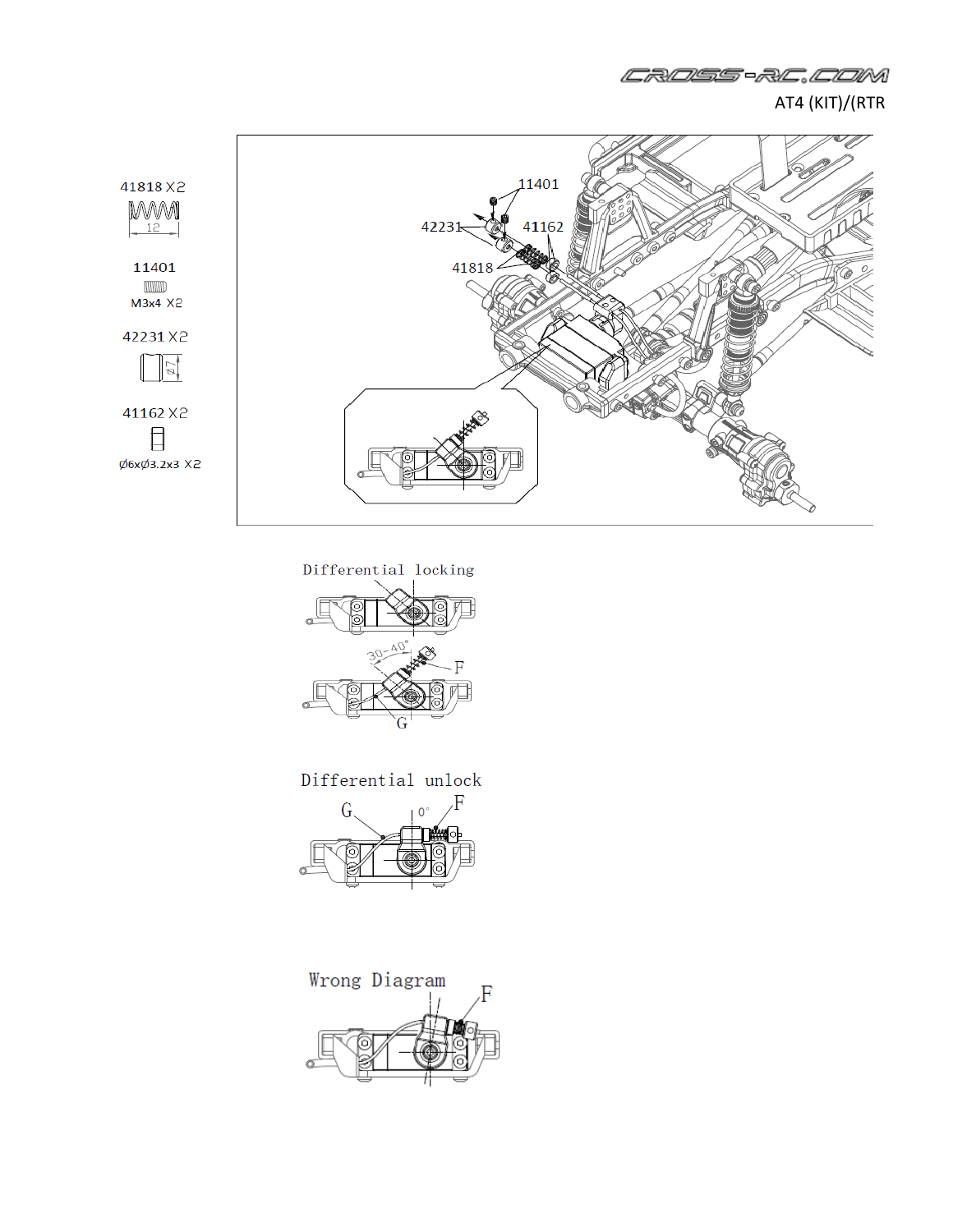AT4 (KIT)/(RTR

41818 X2

12

11401

M3x4 X2

42231 X2

Ø7

41162 X2

Ø6xØ3.2x3 X2

11401

42231

41162

41818

Differential locking

30-40°

F

G

Differential unlock

G

F

0°

Wrong Diagram

F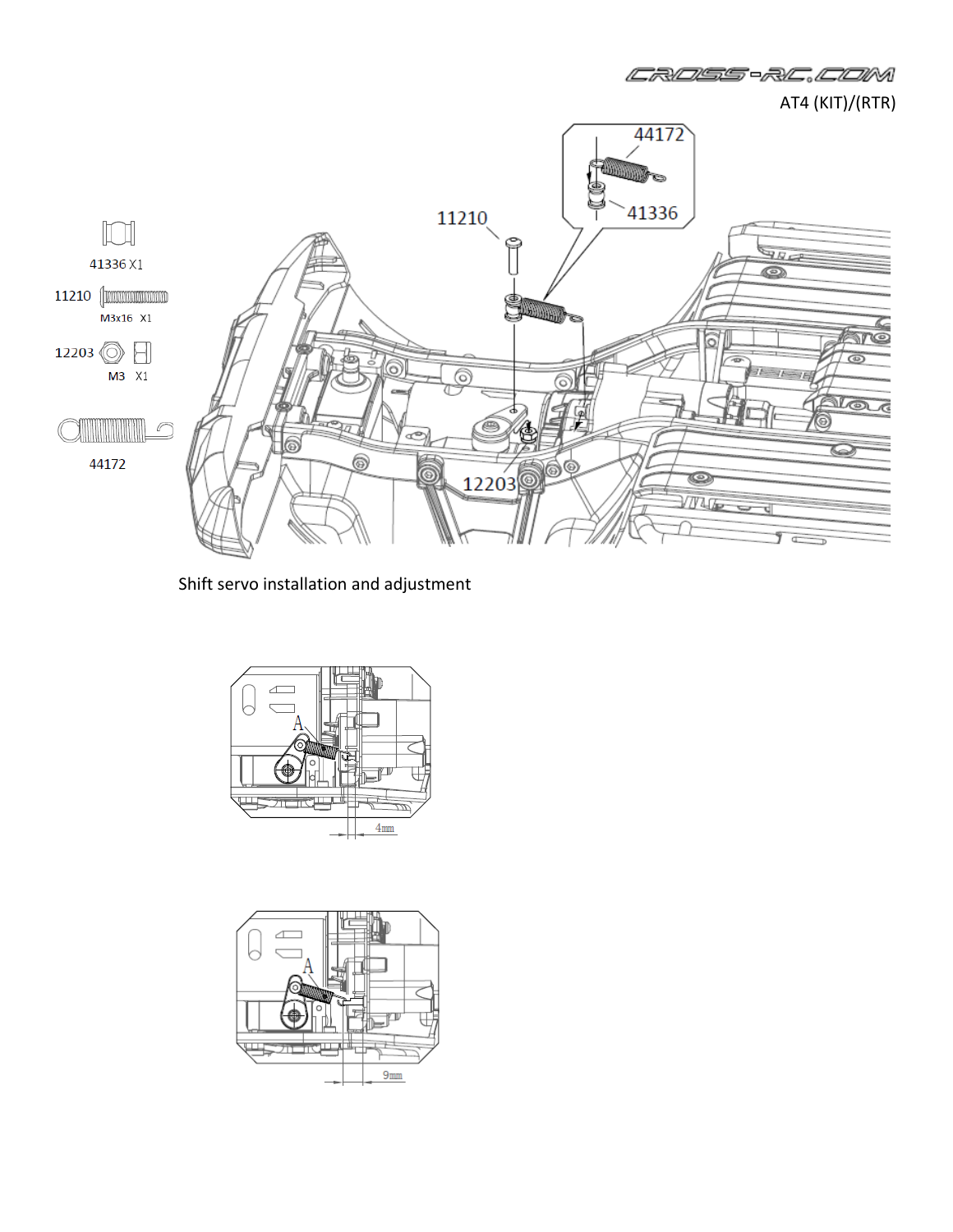41336 X1

11210 M3x16 X1

12203 M3 X1

44172

Shift servo installation and adjustment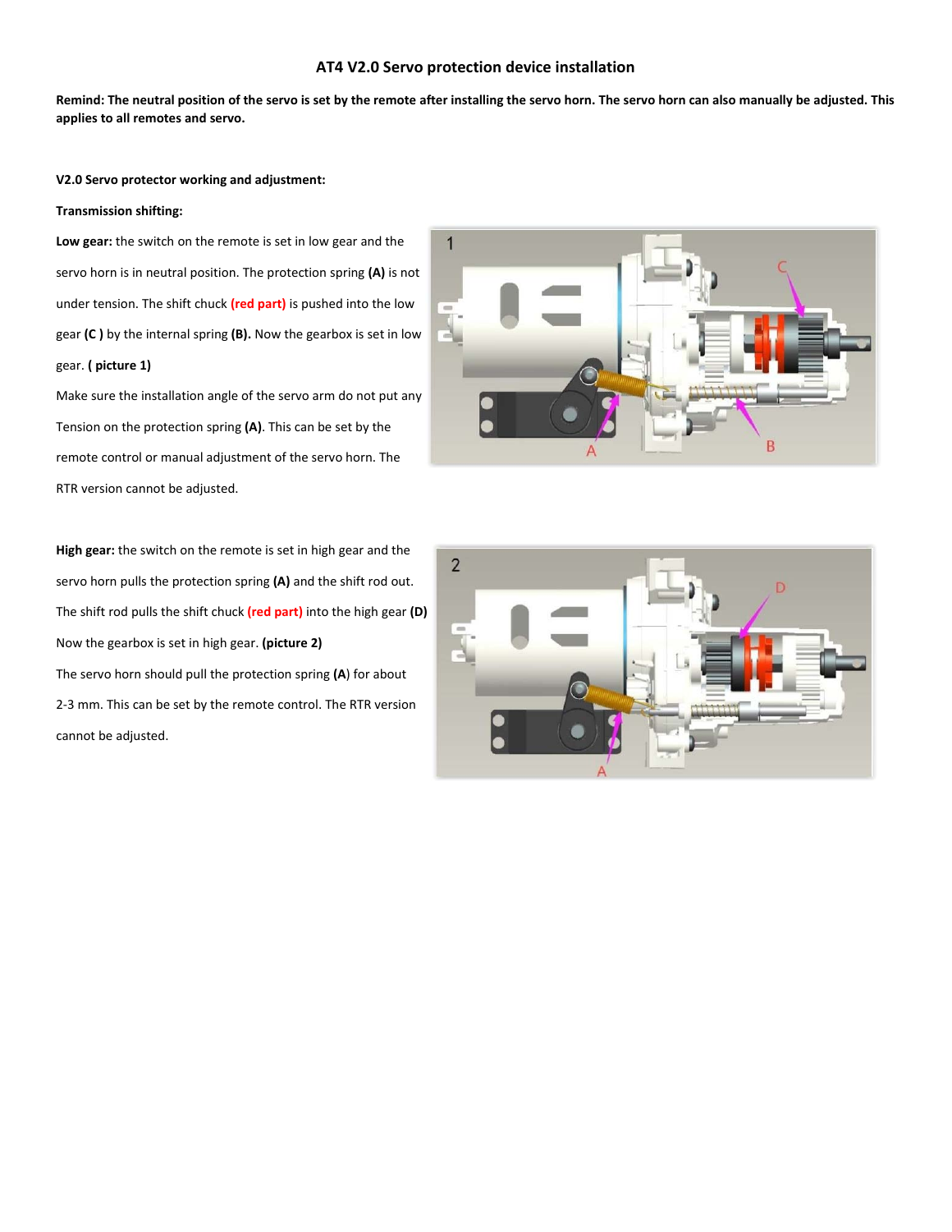# AT4 V2.0 Servo protection device installation

**Remind: The neutral position of the servo is set by the remote after installing the servo horn. The servo horn can also manually be adjusted. This applies to all remotes and servo.**

**V2.0 Servo protector working and adjustment:**

**Transmission shifting:**

**Low gear:** the switch on the remote is set in low gear and the servo horn is in neutral position. The protection spring **(A)** is not under tension. The shift chuck **(red part)** is pushed into the low gear **(C )** by the internal spring **(B).** Now the gearbox is set in low gear. **( picture 1)**

Make sure the installation angle of the servo arm do not put any Tension on the protection spring **(A)**. This can be set by the remote control or manual adjustment of the servo horn. The RTR version cannot be adjusted.

**High gear:** the switch on the remote is set in high gear and the servo horn pulls the protection spring **(A)** and the shift rod out. The shift rod pulls the shift chuck **(red part)** into the high gear **(D)** Now the gearbox is set in high gear. **(picture 2)**

The servo horn should pull the protection spring (**A**) for about 2-3 mm. This can be set by the remote control. The RTR version cannot be adjusted.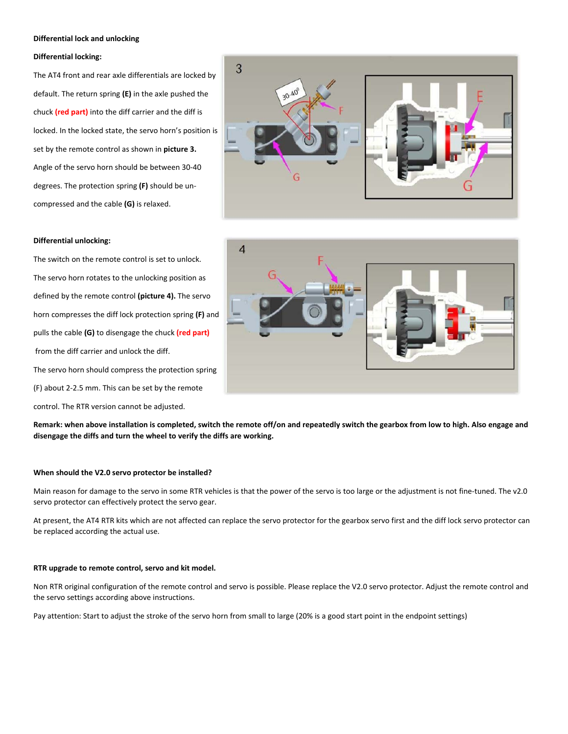**Differential lock and unlocking**

**Differential locking:**

The AT4 front and rear axle differentials are locked by default. The return spring **(E)** in the axle pushed the chuck **(red part)** into the diff carrier and the diff is locked. In the locked state, the servo horn's position is set by the remote control as shown in **picture 3.** Angle of the servo horn should be between 30-40 degrees. The protection spring **(F)** should be un-compressed and the cable **(G)** is relaxed.

**Differential unlocking:**

The switch on the remote control is set to unlock. The servo horn rotates to the unlocking position as defined by the remote control **(picture 4).** The servo horn compresses the diff lock protection spring **(F)** and pulls the cable **(G)** to disengage the chuck **(red part)** from the diff carrier and unlock the diff.

The servo horn should compress the protection spring (F) about 2-2.5 mm. This can be set by the remote control. The RTR version cannot be adjusted.

**Remark: when above installation is completed, switch the remote off/on and repeatedly switch the gearbox from low to high. Also engage and disengage the diffs and turn the wheel to verify the diffs are working.**

**When should the V2.0 servo protector be installed?**

Main reason for damage to the servo in some RTR vehicles is that the power of the servo is too large or the adjustment is not fine-tuned. The v2.0 servo protector can effectively protect the servo gear.

At present, the AT4 RTR kits which are not affected can replace the servo protector for the gearbox servo first and the diff lock servo protector can be replaced according the actual use.

**RTR upgrade to remote control, servo and kit model.**

Non RTR original configuration of the remote control and servo is possible. Please replace the V2.0 servo protector. Adjust the remote control and the servo settings according above instructions.

Pay attention: Start to adjust the stroke of the servo horn from small to large (20% is a good start point in the endpoint settings)